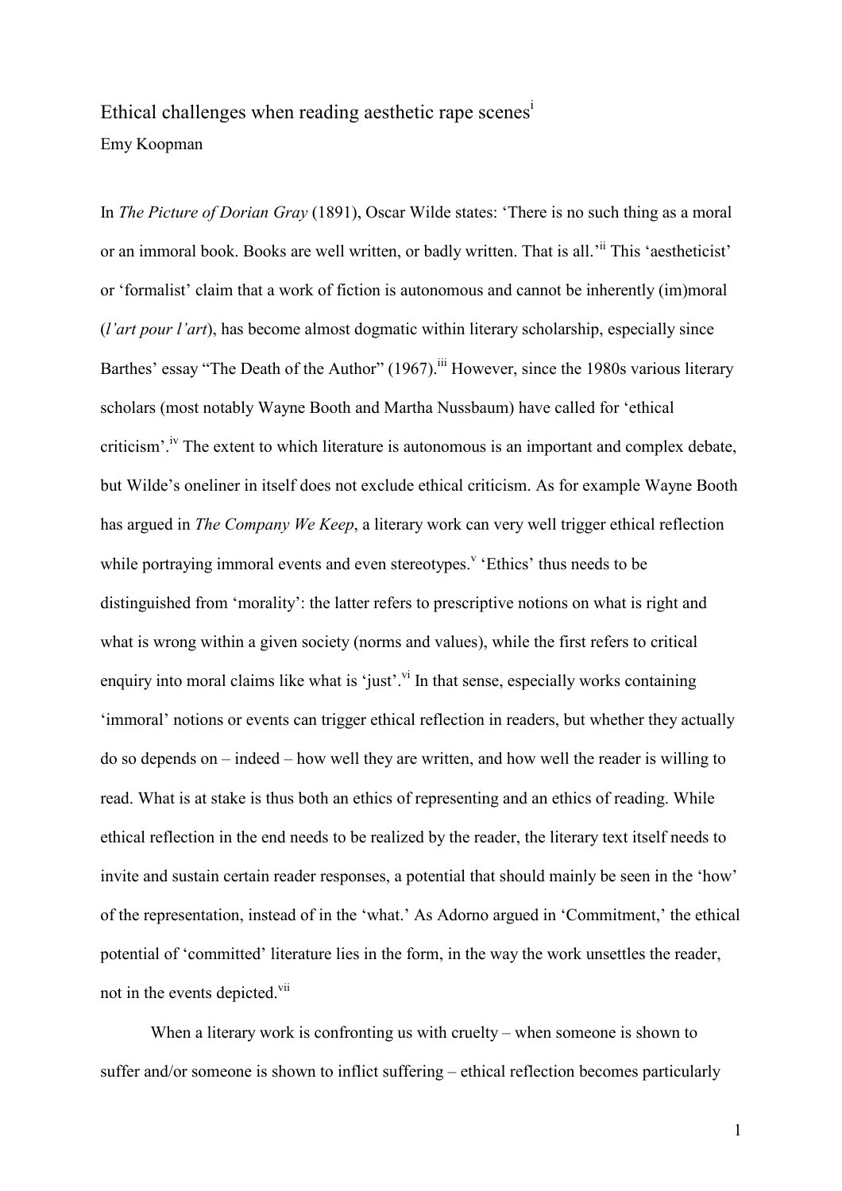# Ethical challenges when reading aesthetic rape scenes[i]

Emy Koopman

In *The Picture of Dorian Gray* (1891), Oscar Wilde states: 'There is no such thing as a moral or an immoral book. Books are well written, or badly written. That is all.'[ii] This 'aestheticist' or 'formalist' claim that a work of fiction is autonomous and cannot be inherently (im)moral (*l'art pour l'art*), has become almost dogmatic within literary scholarship, especially since Barthes' essay "The Death of the Author" (1967).[iii] However, since the 1980s various literary scholars (most notably Wayne Booth and Martha Nussbaum) have called for 'ethical criticism'.[iv] The extent to which literature is autonomous is an important and complex debate, but Wilde's oneliner in itself does not exclude ethical criticism. As for example Wayne Booth has argued in *The Company We Keep*, a literary work can very well trigger ethical reflection while portraying immoral events and even stereotypes.[v] 'Ethics' thus needs to be distinguished from 'morality': the latter refers to prescriptive notions on what is right and what is wrong within a given society (norms and values), while the first refers to critical enquiry into moral claims like what is 'just'.[vi] In that sense, especially works containing 'immoral' notions or events can trigger ethical reflection in readers, but whether they actually do so depends on – indeed – how well they are written, and how well the reader is willing to read. What is at stake is thus both an ethics of representing and an ethics of reading. While ethical reflection in the end needs to be realized by the reader, the literary text itself needs to invite and sustain certain reader responses, a potential that should mainly be seen in the 'how' of the representation, instead of in the 'what.' As Adorno argued in 'Commitment,' the ethical potential of 'committed' literature lies in the form, in the way the work unsettles the reader, not in the events depicted.[vii]

When a literary work is confronting us with cruelty – when someone is shown to suffer and/or someone is shown to inflict suffering – ethical reflection becomes particularly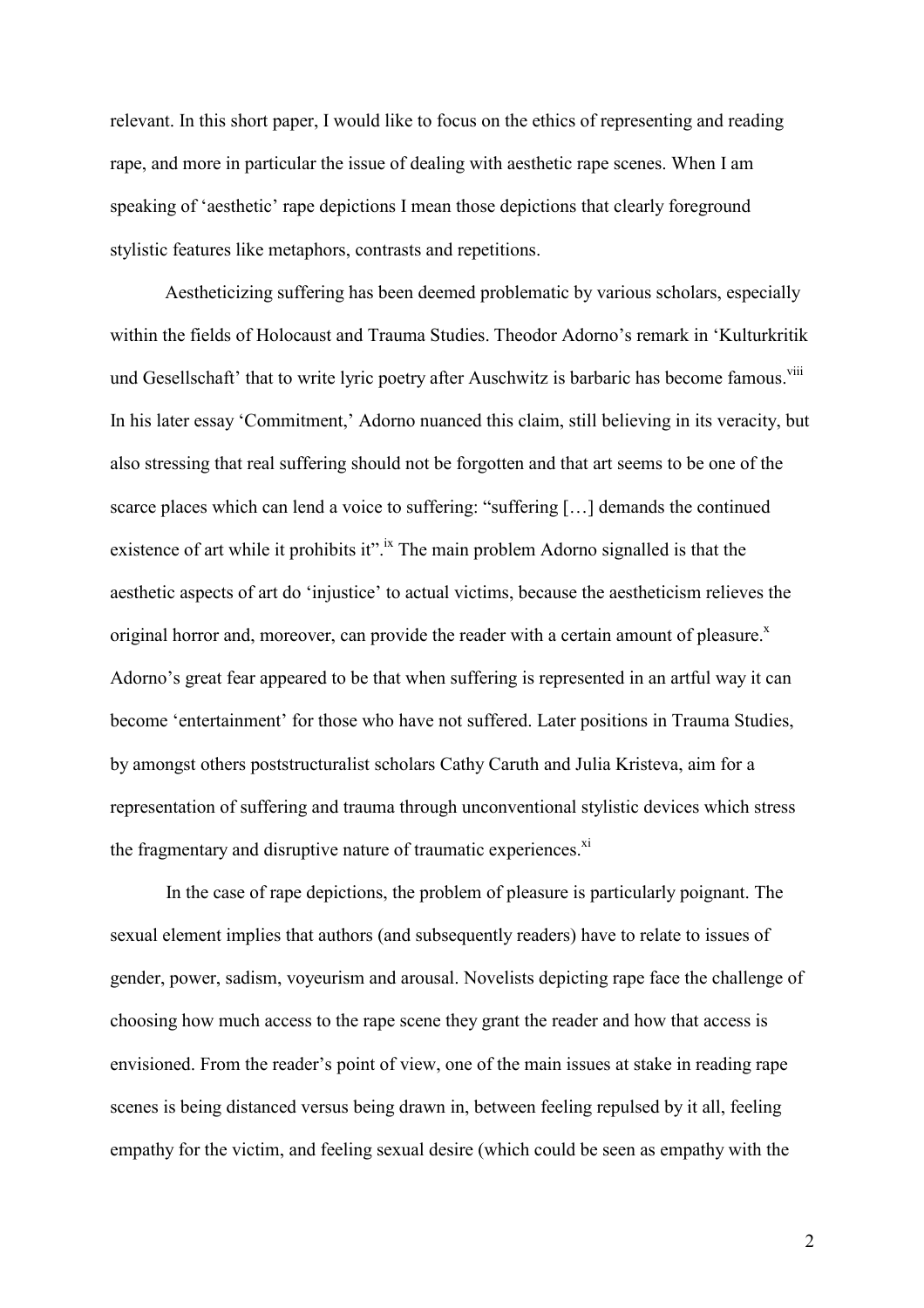relevant. In this short paper, I would like to focus on the ethics of representing and reading rape, and more in particular the issue of dealing with aesthetic rape scenes. When I am speaking of 'aesthetic' rape depictions I mean those depictions that clearly foreground stylistic features like metaphors, contrasts and repetitions.

Aestheticizing suffering has been deemed problematic by various scholars, especially within the fields of Holocaust and Trauma Studies. Theodor Adorno's remark in 'Kulturkritik und Gesellschaft' that to write lyric poetry after Auschwitz is barbaric has become famous.[viii] In his later essay 'Commitment,' Adorno nuanced this claim, still believing in its veracity, but also stressing that real suffering should not be forgotten and that art seems to be one of the scarce places which can lend a voice to suffering: "suffering […] demands the continued existence of art while it prohibits it".[ix] The main problem Adorno signalled is that the aesthetic aspects of art do 'injustice' to actual victims, because the aestheticism relieves the original horror and, moreover, can provide the reader with a certain amount of pleasure.[x] Adorno's great fear appeared to be that when suffering is represented in an artful way it can become 'entertainment' for those who have not suffered. Later positions in Trauma Studies, by amongst others poststructuralist scholars Cathy Caruth and Julia Kristeva, aim for a representation of suffering and trauma through unconventional stylistic devices which stress the fragmentary and disruptive nature of traumatic experiences.[xi]

In the case of rape depictions, the problem of pleasure is particularly poignant. The sexual element implies that authors (and subsequently readers) have to relate to issues of gender, power, sadism, voyeurism and arousal. Novelists depicting rape face the challenge of choosing how much access to the rape scene they grant the reader and how that access is envisioned. From the reader's point of view, one of the main issues at stake in reading rape scenes is being distanced versus being drawn in, between feeling repulsed by it all, feeling empathy for the victim, and feeling sexual desire (which could be seen as empathy with the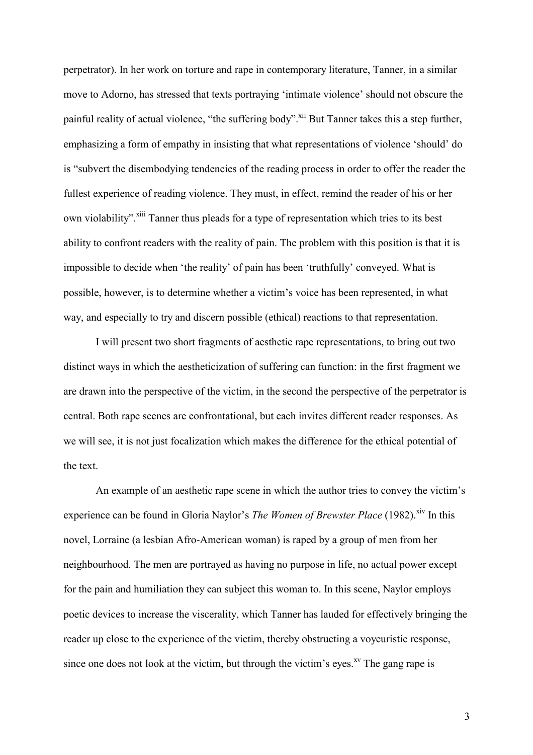perpetrator). In her work on torture and rape in contemporary literature, Tanner, in a similar move to Adorno, has stressed that texts portraying 'intimate violence' should not obscure the painful reality of actual violence, "the suffering body".[xii] But Tanner takes this a step further, emphasizing a form of empathy in insisting that what representations of violence 'should' do is "subvert the disembodying tendencies of the reading process in order to offer the reader the fullest experience of reading violence. They must, in effect, remind the reader of his or her own violability".[xiii] Tanner thus pleads for a type of representation which tries to its best ability to confront readers with the reality of pain. The problem with this position is that it is impossible to decide when 'the reality' of pain has been 'truthfully' conveyed. What is possible, however, is to determine whether a victim's voice has been represented, in what way, and especially to try and discern possible (ethical) reactions to that representation.

I will present two short fragments of aesthetic rape representations, to bring out two distinct ways in which the aestheticization of suffering can function: in the first fragment we are drawn into the perspective of the victim, in the second the perspective of the perpetrator is central. Both rape scenes are confrontational, but each invites different reader responses. As we will see, it is not just focalization which makes the difference for the ethical potential of the text.

An example of an aesthetic rape scene in which the author tries to convey the victim's experience can be found in Gloria Naylor's *The Women of Brewster Place* (1982).[xiv] In this novel, Lorraine (a lesbian Afro-American woman) is raped by a group of men from her neighbourhood. The men are portrayed as having no purpose in life, no actual power except for the pain and humiliation they can subject this woman to. In this scene, Naylor employs poetic devices to increase the viscerality, which Tanner has lauded for effectively bringing the reader up close to the experience of the victim, thereby obstructing a voyeuristic response, since one does not look at the victim, but through the victim's eyes.[xv] The gang rape is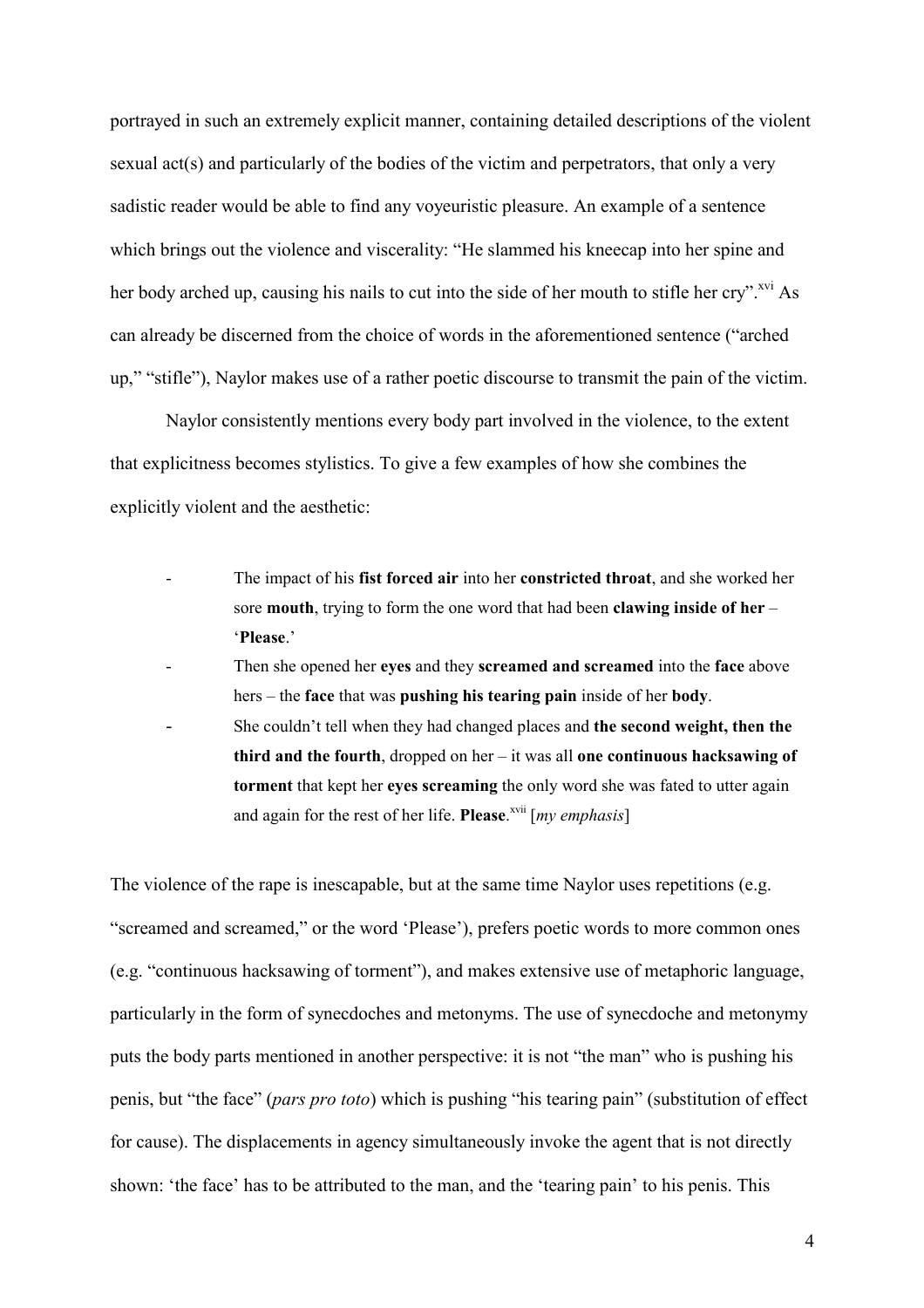portrayed in such an extremely explicit manner, containing detailed descriptions of the violent sexual act(s) and particularly of the bodies of the victim and perpetrators, that only a very sadistic reader would be able to find any voyeuristic pleasure. An example of a sentence which brings out the violence and viscerality: "He slammed his kneecap into her spine and her body arched up, causing his nails to cut into the side of her mouth to stifle her cry".[xvi] As can already be discerned from the choice of words in the aforementioned sentence ("arched up," "stifle"), Naylor makes use of a rather poetic discourse to transmit the pain of the victim.

Naylor consistently mentions every body part involved in the violence, to the extent that explicitness becomes stylistics. To give a few examples of how she combines the explicitly violent and the aesthetic:

- The impact of his **fist forced air** into her **constricted throat**, and she worked her sore **mouth**, trying to form the one word that had been **clawing inside of her** – '**Please**.'
- Then she opened her **eyes** and they **screamed and screamed** into the **face** above hers – the **face** that was **pushing his tearing pain** inside of her **body**.
- She couldn't tell when they had changed places and **the second weight, then the third and the fourth**, dropped on her – it was all **one continuous hacksawing of torment** that kept her **eyes screaming** the only word she was fated to utter again and again for the rest of her life. **Please**.[xvii] [*my emphasis*]

The violence of the rape is inescapable, but at the same time Naylor uses repetitions (e.g. "screamed and screamed," or the word 'Please'), prefers poetic words to more common ones (e.g. "continuous hacksawing of torment"), and makes extensive use of metaphoric language, particularly in the form of synecdoches and metonyms. The use of synecdoche and metonymy puts the body parts mentioned in another perspective: it is not "the man" who is pushing his penis, but "the face" (*pars pro toto*) which is pushing "his tearing pain" (substitution of effect for cause). The displacements in agency simultaneously invoke the agent that is not directly shown: 'the face' has to be attributed to the man, and the 'tearing pain' to his penis. This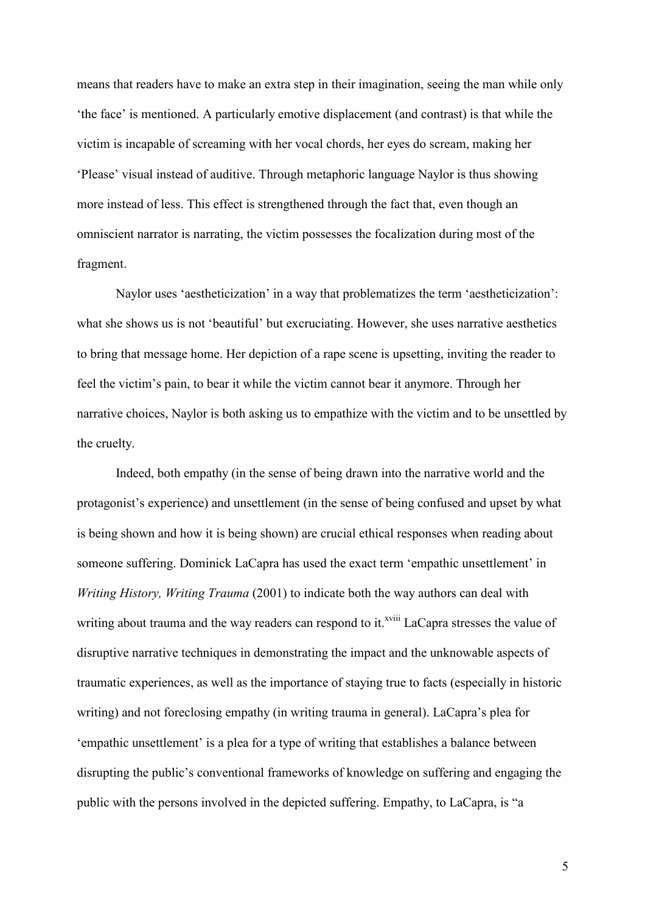means that readers have to make an extra step in their imagination, seeing the man while only 'the face' is mentioned. A particularly emotive displacement (and contrast) is that while the victim is incapable of screaming with her vocal chords, her eyes do scream, making her 'Please' visual instead of auditive. Through metaphoric language Naylor is thus showing more instead of less. This effect is strengthened through the fact that, even though an omniscient narrator is narrating, the victim possesses the focalization during most of the fragment.

Naylor uses 'aestheticization' in a way that problematizes the term 'aestheticization': what she shows us is not 'beautiful' but excruciating. However, she uses narrative aesthetics to bring that message home. Her depiction of a rape scene is upsetting, inviting the reader to feel the victim's pain, to bear it while the victim cannot bear it anymore. Through her narrative choices, Naylor is both asking us to empathize with the victim and to be unsettled by the cruelty.

Indeed, both empathy (in the sense of being drawn into the narrative world and the protagonist's experience) and unsettlement (in the sense of being confused and upset by what is being shown and how it is being shown) are crucial ethical responses when reading about someone suffering. Dominick LaCapra has used the exact term 'empathic unsettlement' in *Writing History, Writing Trauma* (2001) to indicate both the way authors can deal with writing about trauma and the way readers can respond to it.[xviii] LaCapra stresses the value of disruptive narrative techniques in demonstrating the impact and the unknowable aspects of traumatic experiences, as well as the importance of staying true to facts (especially in historic writing) and not foreclosing empathy (in writing trauma in general). LaCapra's plea for 'empathic unsettlement' is a plea for a type of writing that establishes a balance between disrupting the public's conventional frameworks of knowledge on suffering and engaging the public with the persons involved in the depicted suffering. Empathy, to LaCapra, is "a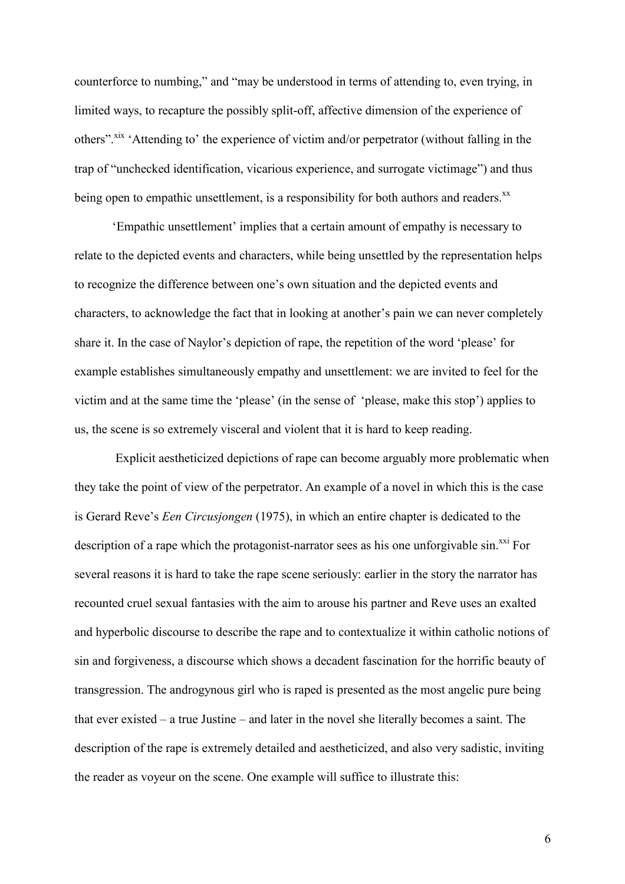counterforce to numbing," and "may be understood in terms of attending to, even trying, in limited ways, to recapture the possibly split-off, affective dimension of the experience of others".[xix] 'Attending to' the experience of victim and/or perpetrator (without falling in the trap of "unchecked identification, vicarious experience, and surrogate victimage") and thus being open to empathic unsettlement, is a responsibility for both authors and readers.[xx]

'Empathic unsettlement' implies that a certain amount of empathy is necessary to relate to the depicted events and characters, while being unsettled by the representation helps to recognize the difference between one's own situation and the depicted events and characters, to acknowledge the fact that in looking at another's pain we can never completely share it. In the case of Naylor's depiction of rape, the repetition of the word 'please' for example establishes simultaneously empathy and unsettlement: we are invited to feel for the victim and at the same time the 'please' (in the sense of 'please, make this stop') applies to us, the scene is so extremely visceral and violent that it is hard to keep reading.

Explicit aestheticized depictions of rape can become arguably more problematic when they take the point of view of the perpetrator. An example of a novel in which this is the case is Gerard Reve's *Een Circusjongen* (1975), in which an entire chapter is dedicated to the description of a rape which the protagonist-narrator sees as his one unforgivable sin.[xxi] For several reasons it is hard to take the rape scene seriously: earlier in the story the narrator has recounted cruel sexual fantasies with the aim to arouse his partner and Reve uses an exalted and hyperbolic discourse to describe the rape and to contextualize it within catholic notions of sin and forgiveness, a discourse which shows a decadent fascination for the horrific beauty of transgression. The androgynous girl who is raped is presented as the most angelic pure being that ever existed – a true Justine – and later in the novel she literally becomes a saint. The description of the rape is extremely detailed and aestheticized, and also very sadistic, inviting the reader as voyeur on the scene. One example will suffice to illustrate this: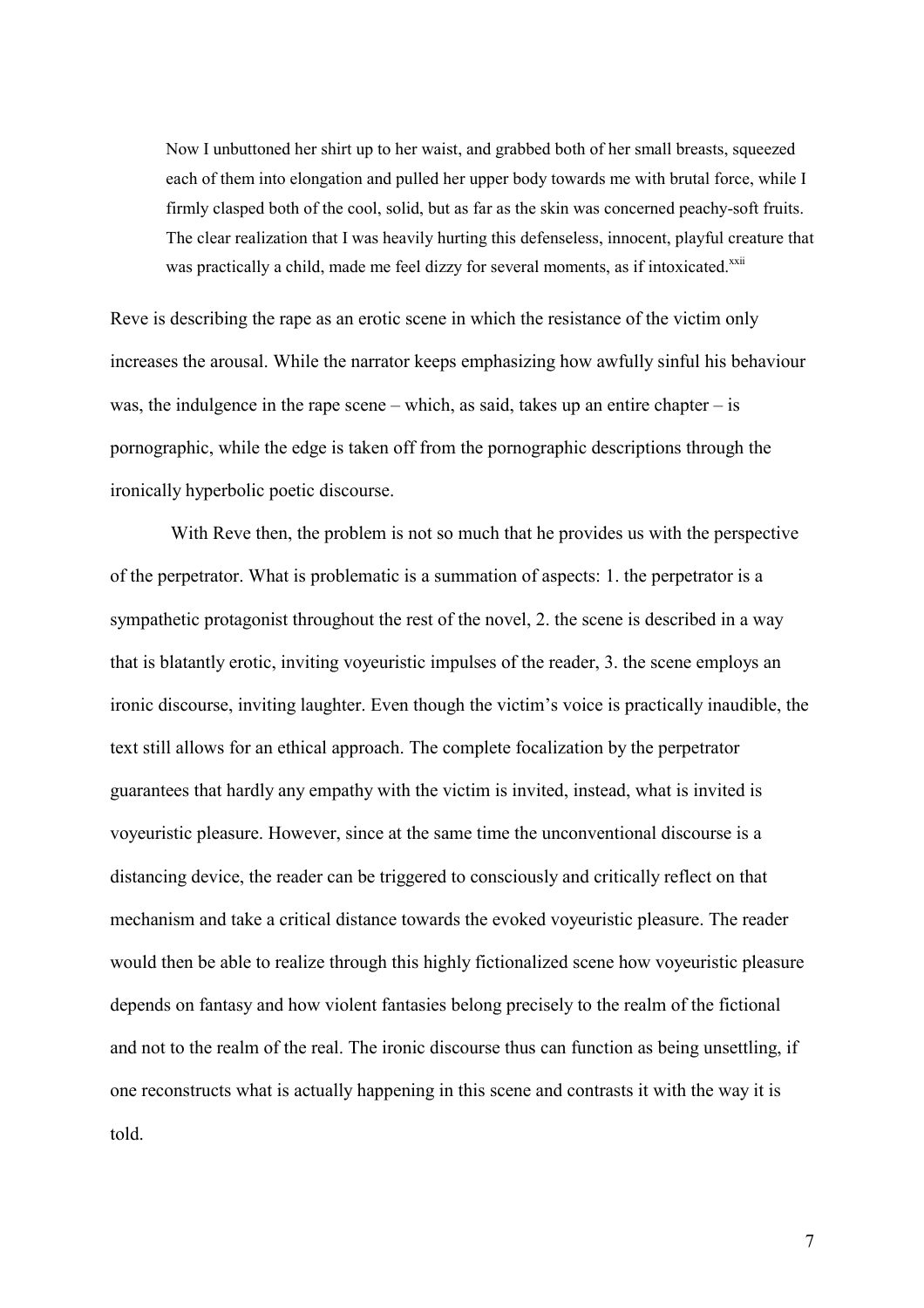> Now I unbuttoned her shirt up to her waist, and grabbed both of her small breasts, squeezed each of them into elongation and pulled her upper body towards me with brutal force, while I firmly clasped both of the cool, solid, but as far as the skin was concerned peachy-soft fruits. The clear realization that I was heavily hurting this defenseless, innocent, playful creature that was practically a child, made me feel dizzy for several moments, as if intoxicated.[xxii]

Reve is describing the rape as an erotic scene in which the resistance of the victim only increases the arousal. While the narrator keeps emphasizing how awfully sinful his behaviour was, the indulgence in the rape scene – which, as said, takes up an entire chapter – is pornographic, while the edge is taken off from the pornographic descriptions through the ironically hyperbolic poetic discourse.

With Reve then, the problem is not so much that he provides us with the perspective of the perpetrator. What is problematic is a summation of aspects: 1. the perpetrator is a sympathetic protagonist throughout the rest of the novel, 2. the scene is described in a way that is blatantly erotic, inviting voyeuristic impulses of the reader, 3. the scene employs an ironic discourse, inviting laughter. Even though the victim's voice is practically inaudible, the text still allows for an ethical approach. The complete focalization by the perpetrator guarantees that hardly any empathy with the victim is invited, instead, what is invited is voyeuristic pleasure. However, since at the same time the unconventional discourse is a distancing device, the reader can be triggered to consciously and critically reflect on that mechanism and take a critical distance towards the evoked voyeuristic pleasure. The reader would then be able to realize through this highly fictionalized scene how voyeuristic pleasure depends on fantasy and how violent fantasies belong precisely to the realm of the fictional and not to the realm of the real. The ironic discourse thus can function as being unsettling, if one reconstructs what is actually happening in this scene and contrasts it with the way it is told.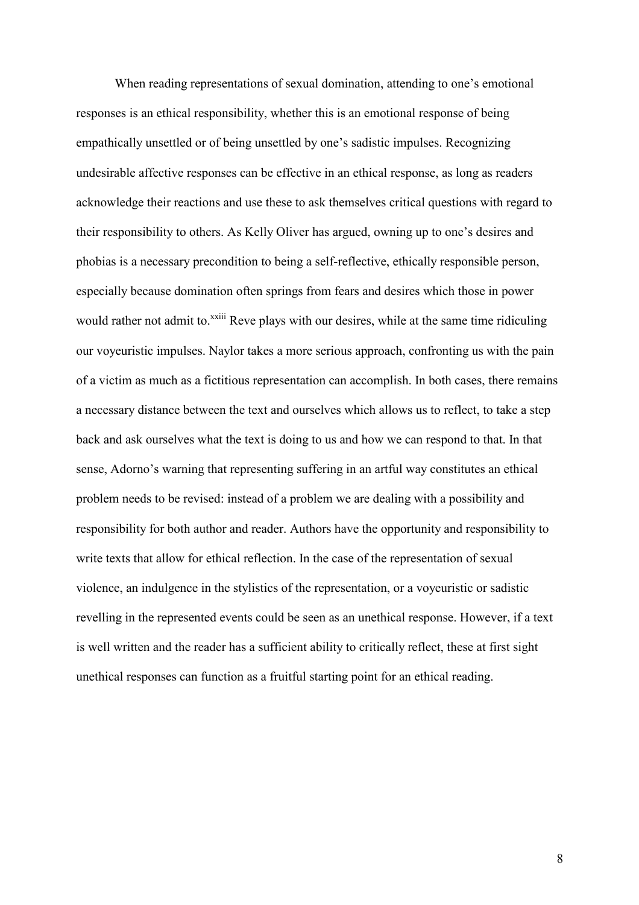When reading representations of sexual domination, attending to one's emotional responses is an ethical responsibility, whether this is an emotional response of being empathically unsettled or of being unsettled by one's sadistic impulses. Recognizing undesirable affective responses can be effective in an ethical response, as long as readers acknowledge their reactions and use these to ask themselves critical questions with regard to their responsibility to others. As Kelly Oliver has argued, owning up to one's desires and phobias is a necessary precondition to being a self-reflective, ethically responsible person, especially because domination often springs from fears and desires which those in power would rather not admit to.[xxiii] Reve plays with our desires, while at the same time ridiculing our voyeuristic impulses. Naylor takes a more serious approach, confronting us with the pain of a victim as much as a fictitious representation can accomplish. In both cases, there remains a necessary distance between the text and ourselves which allows us to reflect, to take a step back and ask ourselves what the text is doing to us and how we can respond to that. In that sense, Adorno's warning that representing suffering in an artful way constitutes an ethical problem needs to be revised: instead of a problem we are dealing with a possibility and responsibility for both author and reader. Authors have the opportunity and responsibility to write texts that allow for ethical reflection. In the case of the representation of sexual violence, an indulgence in the stylistics of the representation, or a voyeuristic or sadistic revelling in the represented events could be seen as an unethical response. However, if a text is well written and the reader has a sufficient ability to critically reflect, these at first sight unethical responses can function as a fruitful starting point for an ethical reading.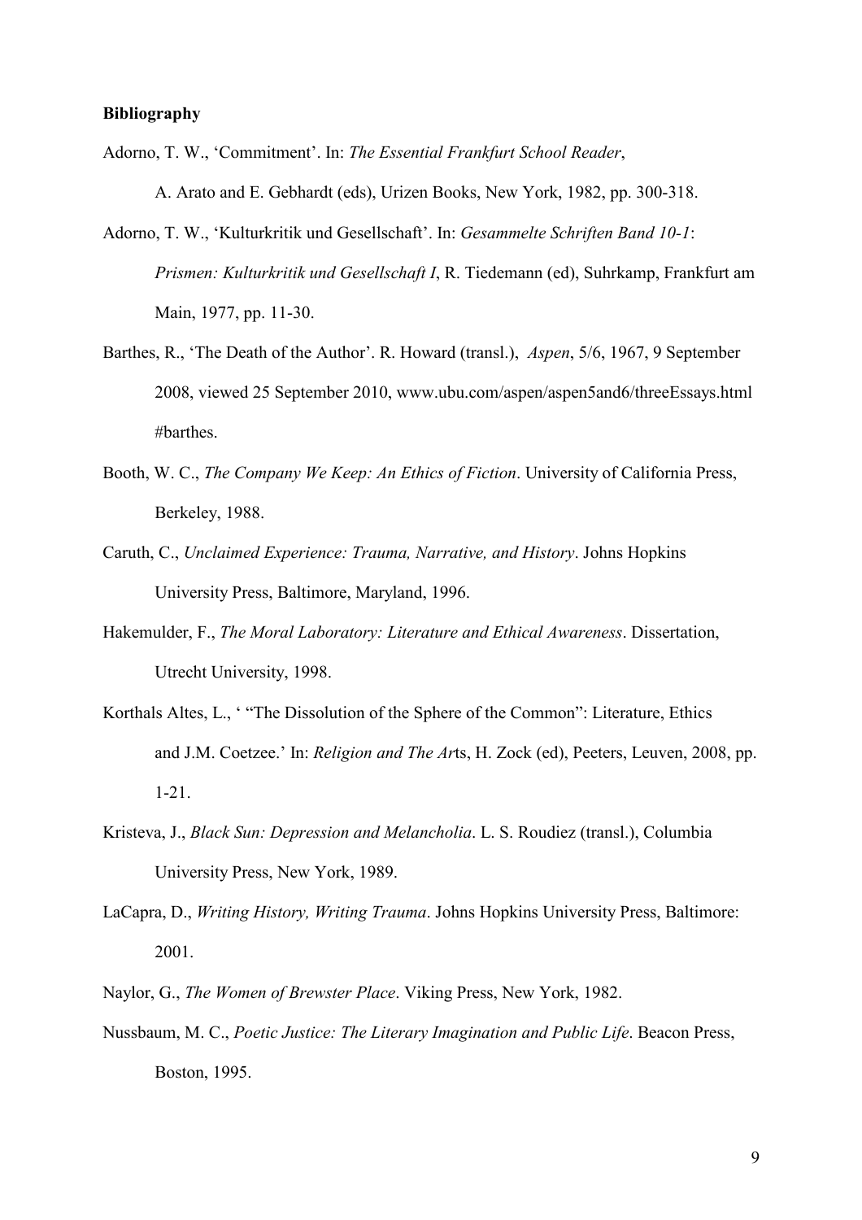**Bibliography**

Adorno, T. W., 'Commitment'. In: *The Essential Frankfurt School Reader*, A. Arato and E. Gebhardt (eds), Urizen Books, New York, 1982, pp. 300-318.

Adorno, T. W., 'Kulturkritik und Gesellschaft'. In: *Gesammelte Schriften Band 10-1*: *Prismen: Kulturkritik und Gesellschaft I*, R. Tiedemann (ed), Suhrkamp, Frankfurt am Main, 1977, pp. 11-30.

Barthes, R., 'The Death of the Author'. R. Howard (transl.), *Aspen*, 5/6, 1967, 9 September 2008, viewed 25 September 2010, www.ubu.com/aspen/aspen5and6/threeEssays.html #barthes.

Booth, W. C., *The Company We Keep: An Ethics of Fiction*. University of California Press, Berkeley, 1988.

Caruth, C., *Unclaimed Experience: Trauma, Narrative, and History*. Johns Hopkins University Press, Baltimore, Maryland, 1996.

Hakemulder, F., *The Moral Laboratory: Literature and Ethical Awareness*. Dissertation, Utrecht University, 1998.

Korthals Altes, L., ' "The Dissolution of the Sphere of the Common": Literature, Ethics and J.M. Coetzee.' In: *Religion and The Art*s, H. Zock (ed), Peeters, Leuven, 2008, pp. 1-21.

Kristeva, J., *Black Sun: Depression and Melancholia*. L. S. Roudiez (transl.), Columbia University Press, New York, 1989.

LaCapra, D., *Writing History, Writing Trauma*. Johns Hopkins University Press, Baltimore: 2001.

Naylor, G., *The Women of Brewster Place*. Viking Press, New York, 1982.

Nussbaum, M. C., *Poetic Justice: The Literary Imagination and Public Life*. Beacon Press, Boston, 1995.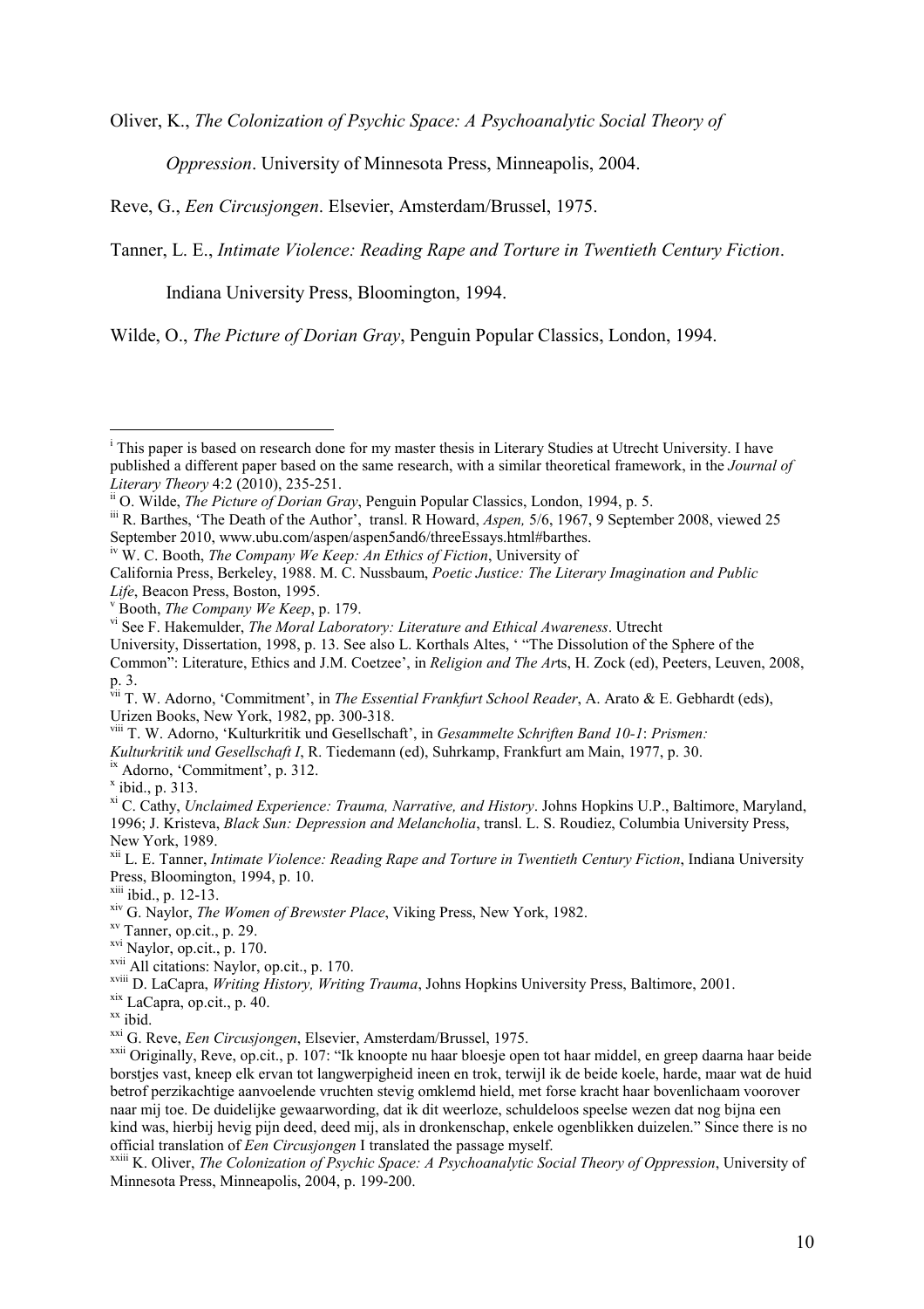Oliver, K., *The Colonization of Psychic Space: A Psychoanalytic Social Theory of Oppression*. University of Minnesota Press, Minneapolis, 2004.

Reve, G., *Een Circusjongen*. Elsevier, Amsterdam/Brussel, 1975.

Tanner, L. E., *Intimate Violence: Reading Rape and Torture in Twentieth Century Fiction*. Indiana University Press, Bloomington, 1994.

Wilde, O., *The Picture of Dorian Gray*, Penguin Popular Classics, London, 1994.

---

[i] This paper is based on research done for my master thesis in Literary Studies at Utrecht University. I have published a different paper based on the same research, with a similar theoretical framework, in the *Journal of Literary Theory* 4:2 (2010), 235-251.

[ii] O. Wilde, *The Picture of Dorian Gray*, Penguin Popular Classics, London, 1994, p. 5.

[iii] R. Barthes, 'The Death of the Author', transl. R Howard, *Aspen,* 5/6, 1967, 9 September 2008, viewed 25 September 2010, www.ubu.com/aspen/aspen5and6/threeEssays.html#barthes.

[iv] W. C. Booth, *The Company We Keep: An Ethics of Fiction*, University of California Press, Berkeley, 1988. M. C. Nussbaum, *Poetic Justice: The Literary Imagination and Public Life*, Beacon Press, Boston, 1995.

[v] Booth, *The Company We Keep*, p. 179.

[vi] See F. Hakemulder, *The Moral Laboratory: Literature and Ethical Awareness*. Utrecht University, Dissertation, 1998, p. 13. See also L. Korthals Altes, ' "The Dissolution of the Sphere of the Common": Literature, Ethics and J.M. Coetzee', in *Religion and The Ar*ts, H. Zock (ed), Peeters, Leuven, 2008, p. 3.

[vii] T. W. Adorno, 'Commitment', in *The Essential Frankfurt School Reader*, A. Arato & E. Gebhardt (eds), Urizen Books, New York, 1982, pp. 300-318.

[viii] T. W. Adorno, 'Kulturkritik und Gesellschaft', in *Gesammelte Schriften Band 10-1*: *Prismen: Kulturkritik und Gesellschaft I*, R. Tiedemann (ed), Suhrkamp, Frankfurt am Main, 1977, p. 30.

[ix] Adorno, 'Commitment', p. 312.

[x] ibid., p. 313.

[xi] C. Cathy, *Unclaimed Experience: Trauma, Narrative, and History*. Johns Hopkins U.P., Baltimore, Maryland, 1996; J. Kristeva, *Black Sun: Depression and Melancholia*, transl. L. S. Roudiez, Columbia University Press, New York, 1989.

[xii] L. E. Tanner, *Intimate Violence: Reading Rape and Torture in Twentieth Century Fiction*, Indiana University Press, Bloomington, 1994, p. 10.

[xiii] ibid., p. 12-13.

[xiv] G. Naylor, *The Women of Brewster Place*, Viking Press, New York, 1982.

[xv] Tanner, op.cit., p. 29.

[xvi] Naylor, op.cit., p. 170.

[xvii] All citations: Naylor, op.cit., p. 170.

[xviii] D. LaCapra, *Writing History, Writing Trauma*, Johns Hopkins University Press, Baltimore, 2001.

[xix] LaCapra, op.cit., p. 40.

[xx] ibid.

[xxi] G. Reve, *Een Circusjongen*, Elsevier, Amsterdam/Brussel, 1975.

[xxii] Originally, Reve, op.cit., p. 107: "Ik knoopte nu haar bloesje open tot haar middel, en greep daarna haar beide borstjes vast, kneep elk ervan tot langwerpigheid ineen en trok, terwijl ik de beide koele, harde, maar wat de huid betrof perzikachtige aanvoelende vruchten stevig omklemd hield, met forse kracht haar bovenlichaam voorover naar mij toe. De duidelijke gewaarwording, dat ik dit weerloze, schuldeloos speelse wezen dat nog bijna een kind was, hierbij hevig pijn deed, deed mij, als in dronkenschap, enkele ogenblikken duizelen." Since there is no official translation of *Een Circusjongen* I translated the passage myself.

[xxiii] K. Oliver, *The Colonization of Psychic Space: A Psychoanalytic Social Theory of Oppression*, University of Minnesota Press, Minneapolis, 2004, p. 199-200.